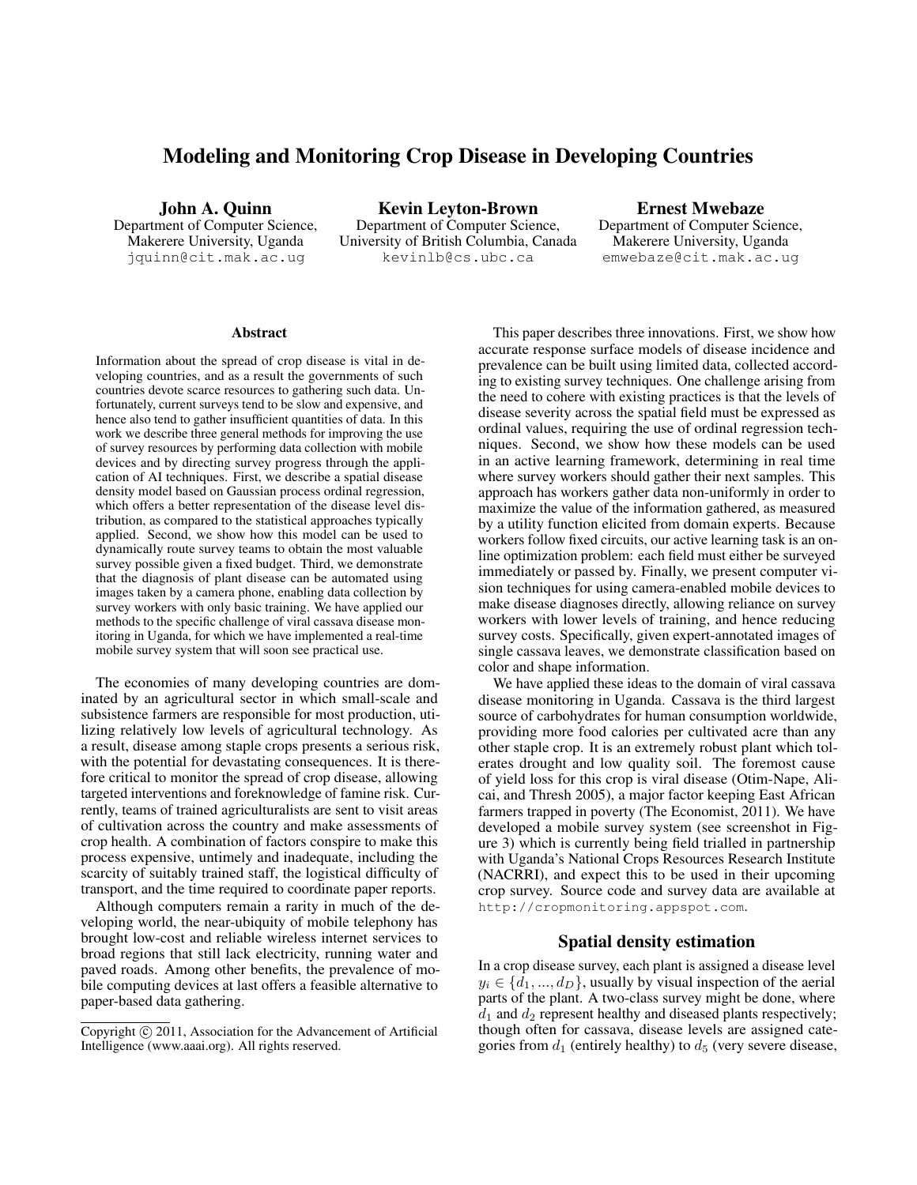# Modeling and Monitoring Crop Disease in Developing Countries

**John A. Quinn**
Department of Computer Science,
Makerere University, Uganda
jquinn@cit.mak.ac.ug

**Kevin Leyton-Brown**
Department of Computer Science,
University of British Columbia, Canada
kevinlb@cs.ubc.ca

**Ernest Mwebaze**
Department of Computer Science,
Makerere University, Uganda
emwebaze@cit.mak.ac.ug

## Abstract

Information about the spread of crop disease is vital in developing countries, and as a result the governments of such countries devote scarce resources to gathering such data. Unfortunately, current surveys tend to be slow and expensive, and hence also tend to gather insufficient quantities of data. In this work we describe three general methods for improving the use of survey resources by performing data collection with mobile devices and by directing survey progress through the application of AI techniques. First, we describe a spatial disease density model based on Gaussian process ordinal regression, which offers a better representation of the disease level distribution, as compared to the statistical approaches typically applied. Second, we show how this model can be used to dynamically route survey teams to obtain the most valuable survey possible given a fixed budget. Third, we demonstrate that the diagnosis of plant disease can be automated using images taken by a camera phone, enabling data collection by survey workers with only basic training. We have applied our methods to the specific challenge of viral cassava disease monitoring in Uganda, for which we have implemented a real-time mobile survey system that will soon see practical use.

The economies of many developing countries are dominated by an agricultural sector in which small-scale and subsistence farmers are responsible for most production, utilizing relatively low levels of agricultural technology. As a result, disease among staple crops presents a serious risk, with the potential for devastating consequences. It is therefore critical to monitor the spread of crop disease, allowing targeted interventions and foreknowledge of famine risk. Currently, teams of trained agriculturalists are sent to visit areas of cultivation across the country and make assessments of crop health. A combination of factors conspire to make this process expensive, untimely and inadequate, including the scarcity of suitably trained staff, the logistical difficulty of transport, and the time required to coordinate paper reports.

Although computers remain a rarity in much of the developing world, the near-ubiquity of mobile telephony has brought low-cost and reliable wireless internet services to broad regions that still lack electricity, running water and paved roads. Among other benefits, the prevalence of mobile computing devices at last offers a feasible alternative to paper-based data gathering.

Copyright © 2011, Association for the Advancement of Artificial Intelligence (www.aaai.org). All rights reserved.

This paper describes three innovations. First, we show how accurate response surface models of disease incidence and prevalence can be built using limited data, collected according to existing survey techniques. One challenge arising from the need to cohere with existing practices is that the levels of disease severity across the spatial field must be expressed as ordinal values, requiring the use of ordinal regression techniques. Second, we show how these models can be used in an active learning framework, determining in real time where survey workers should gather their next samples. This approach has workers gather data non-uniformly in order to maximize the value of the information gathered, as measured by a utility function elicited from domain experts. Because workers follow fixed circuits, our active learning task is an online optimization problem: each field must either be surveyed immediately or passed by. Finally, we present computer vision techniques for using camera-enabled mobile devices to make disease diagnoses directly, allowing reliance on survey workers with lower levels of training, and hence reducing survey costs. Specifically, given expert-annotated images of single cassava leaves, we demonstrate classification based on color and shape information.

We have applied these ideas to the domain of viral cassava disease monitoring in Uganda. Cassava is the third largest source of carbohydrates for human consumption worldwide, providing more food calories per cultivated acre than any other staple crop. It is an extremely robust plant which tolerates drought and low quality soil. The foremost cause of yield loss for this crop is viral disease (Otim-Nape, Alicai, and Thresh 2005), a major factor keeping East African farmers trapped in poverty (The Economist, 2011). We have developed a mobile survey system (see screenshot in Figure 3) which is currently being field trialled in partnership with Uganda's National Crops Resources Research Institute (NACRRI), and expect this to be used in their upcoming crop survey. Source code and survey data are available at http://cropmonitoring.appspot.com.

## Spatial density estimation

In a crop disease survey, each plant is assigned a disease level $y_i \in \{d_1, ..., d_D\}$, usually by visual inspection of the aerial parts of the plant. A two-class survey might be done, where $d_1$ and $d_2$ represent healthy and diseased plants respectively; though often for cassava, disease levels are assigned categories from $d_1$ (entirely healthy) to $d_5$ (very severe disease,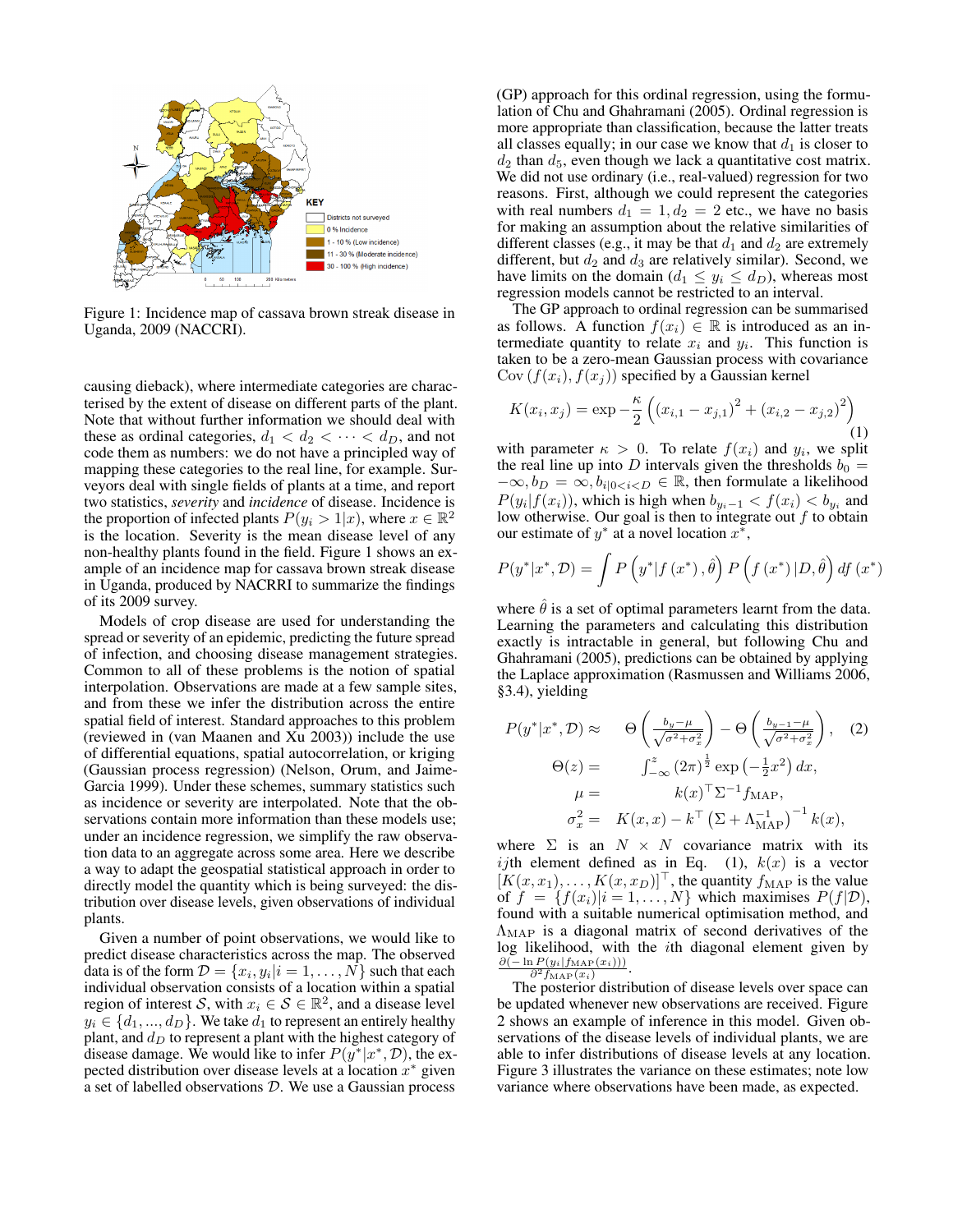Figure 1: Incidence map of cassava brown streak disease in Uganda, 2009 (NACCRI).

causing dieback), where intermediate categories are characterised by the extent of disease on different parts of the plant. Note that without further information we should deal with these as ordinal categories, $d_1 < d_2 < \cdots < d_D$, and not code them as numbers: we do not have a principled way of mapping these categories to the real line, for example. Surveyors deal with single fields of plants at a time, and report two statistics, *severity* and *incidence* of disease. Incidence is the proportion of infected plants $P(y_i > 1|x)$, where $x \in \mathbb{R}^2$ is the location. Severity is the mean disease level of any non-healthy plants found in the field. Figure 1 shows an example of an incidence map for cassava brown streak disease in Uganda, produced by NACRRI to summarize the findings of its 2009 survey.

Models of crop disease are used for understanding the spread or severity of an epidemic, predicting the future spread of infection, and choosing disease management strategies. Common to all of these problems is the notion of spatial interpolation. Observations are made at a few sample sites, and from these we infer the distribution across the entire spatial field of interest. Standard approaches to this problem (reviewed in (van Maanen and Xu 2003)) include the use of differential equations, spatial autocorrelation, or kriging (Gaussian process regression) (Nelson, Orum, and Jaime-Garcia 1999). Under these schemes, summary statistics such as incidence or severity are interpolated. Note that the observations contain more information than these models use; under an incidence regression, we simplify the raw observation data to an aggregate across some area. Here we describe a way to adapt the geospatial statistical approach in order to directly model the quantity which is being surveyed: the distribution over disease levels, given observations of individual plants.

Given a number of point observations, we would like to predict disease characteristics across the map. The observed data is of the form $\mathcal{D} = \{x_i, y_i | i = 1, \ldots, N\}$ such that each individual observation consists of a location within a spatial region of interest $\mathcal{S}$, with $x_i \in \mathcal{S} \in \mathbb{R}^2$, and a disease level $y_i \in \{d_1, ..., d_D\}$. We take $d_1$ to represent an entirely healthy plant, and $d_D$ to represent a plant with the highest category of disease damage. We would like to infer $P(y^*|x^*, \mathcal{D})$, the expected distribution over disease levels at a location $x^*$ given a set of labelled observations $\mathcal{D}$. We use a Gaussian process (GP) approach for this ordinal regression, using the formulation of Chu and Ghahramani (2005). Ordinal regression is more appropriate than classification, because the latter treats all classes equally; in our case we know that $d_1$ is closer to $d_2$ than $d_5$, even though we lack a quantitative cost matrix. We did not use ordinary (i.e., real-valued) regression for two reasons. First, although we could represent the categories with real numbers $d_1 = 1, d_2 = 2$ etc., we have no basis for making an assumption about the relative similarities of different classes (e.g., it may be that $d_1$ and $d_2$ are extremely different, but $d_2$ and $d_3$ are relatively similar). Second, we have limits on the domain ($d_1 \leq y_i \leq d_D$), whereas most regression models cannot be restricted to an interval.

The GP approach to ordinal regression can be summarised as follows. A function $f(x_i) \in \mathbb{R}$ is introduced as an intermediate quantity to relate $x_i$ and $y_i$. This function is taken to be a zero-mean Gaussian process with covariance $\mathrm{Cov}(f(x_i), f(x_j))$ specified by a Gaussian kernel

$$K(x_i, x_j) = \exp -\frac{\kappa}{2}\left((x_{i,1} - x_{j,1})^2 + (x_{i,2} - x_{j,2})^2\right) \tag{1}$$

with parameter $\kappa > 0$. To relate $f(x_i)$ and $y_i$, we split the real line up into $D$ intervals given the thresholds $b_0 = -\infty, b_D = \infty, b_{i|0<i<D} \in \mathbb{R}$, then formulate a likelihood $P(y_i|f(x_i))$, which is high when $b_{y_i - 1} < f(x_i) < b_{y_i}$ and low otherwise. Our goal is then to integrate out $f$ to obtain our estimate of $y^*$ at a novel location $x^*$,

$$P(y^*|x^*, \mathcal{D}) = \int P\left(y^*|f\left(x^*\right), \hat{\theta}\right) P\left(f\left(x^*\right)|D, \hat{\theta}\right) df\left(x^*\right)$$

where $\hat{\theta}$ is a set of optimal parameters learnt from the data. Learning the parameters and calculating this distribution exactly is intractable in general, but following Chu and Ghahramani (2005), predictions can be obtained by applying the Laplace approximation (Rasmussen and Williams 2006, §3.4), yielding

$$
\begin{aligned}
P(y^*|x^*, \mathcal{D}) &\approx \Theta\left(\frac{b_y - \mu}{\sqrt{\sigma^2 + \sigma_x^2}}\right) - \Theta\left(\frac{b_{y-1} - \mu}{\sqrt{\sigma^2 + \sigma_x^2}}\right), \quad (2)\\
\Theta(z) &= \int_{-\infty}^{z} (2\pi)^{\frac{1}{2}} \exp\left(-\tfrac{1}{2}x^2\right) dx,\\
\mu &= k(x)^\top \Sigma^{-1} f_{\mathrm{MAP}},\\
\sigma_x^2 &= K(x, x) - k^\top \left(\Sigma + \Lambda_{\mathrm{MAP}}^{-1}\right)^{-1} k(x),
\end{aligned}
$$

where $\Sigma$ is an $N \times N$ covariance matrix with its $ij$th element defined as in Eq. (1), $k(x)$ is a vector $[K(x, x_1), \ldots, K(x, x_D)]^\top$, the quantity $f_{\mathrm{MAP}}$ is the value of $f = \{f(x_i)|i = 1, \ldots, N\}$ which maximises $P(f|\mathcal{D})$, found with a suitable numerical optimisation method, and $\Lambda_{\mathrm{MAP}}$ is a diagonal matrix of second derivatives of the log likelihood, with the $i$th diagonal element given by $\frac{\partial(-\ln P(y_i|f_{\mathrm{MAP}}(x_i)))}{\partial^2 f_{\mathrm{MAP}}(x_i)}$.

The posterior distribution of disease levels over space can be updated whenever new observations are received. Figure 2 shows an example of inference in this model. Given observations of the disease levels of individual plants, we are able to infer distributions of disease levels at any location. Figure 3 illustrates the variance on these estimates; note low variance where observations have been made, as expected.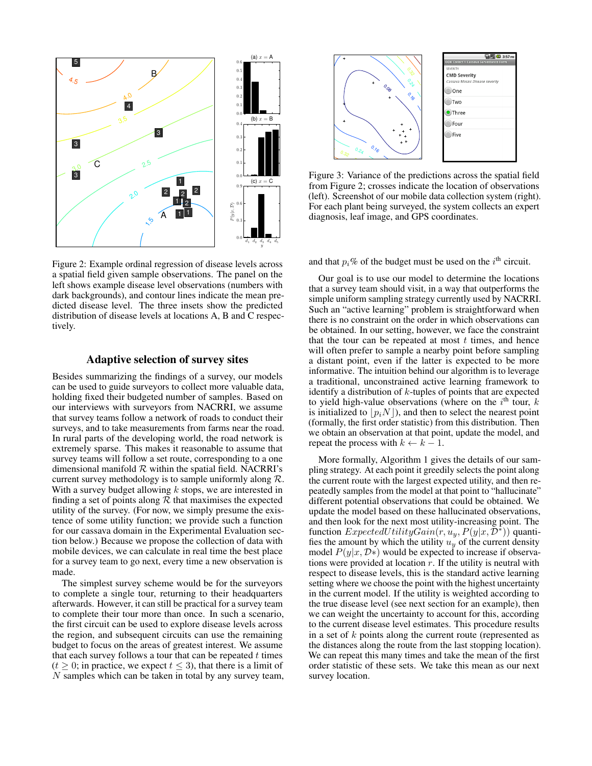Figure 2: Example ordinal regression of disease levels across a spatial field given sample observations. The panel on the left shows example disease level observations (numbers with dark backgrounds), and contour lines indicate the mean predicted disease level. The three insets show the predicted distribution of disease levels at locations A, B and C respectively.

Figure 3: Variance of the predictions across the spatial field from Figure 2; crosses indicate the location of observations (left). Screenshot of our mobile data collection system (right). For each plant being surveyed, the system collects an expert diagnosis, leaf image, and GPS coordinates.

## Adaptive selection of survey sites

Besides summarizing the findings of a survey, our models can be used to guide surveyors to collect more valuable data, holding fixed their budgeted number of samples. Based on our interviews with surveyors from NACRRI, we assume that survey teams follow a network of roads to conduct their surveys, and to take measurements from farms near the road. In rural parts of the developing world, the road network is extremely sparse. This makes it reasonable to assume that survey teams will follow a set route, corresponding to a one dimensional manifold $\mathcal{R}$ within the spatial field. NACRRI's current survey methodology is to sample uniformly along $\mathcal{R}$. With a survey budget allowing $k$ stops, we are interested in finding a set of points along $\mathcal{R}$ that maximises the expected utility of the survey. (For now, we simply presume the existence of some utility function; we provide such a function for our cassava domain in the Experimental Evaluation section below.) Because we propose the collection of data with mobile devices, we can calculate in real time the best place for a survey team to go next, every time a new observation is made.

The simplest survey scheme would be for the surveyors to complete a single tour, returning to their headquarters afterwards. However, it can still be practical for a survey team to complete their tour more than once. In such a scenario, the first circuit can be used to explore disease levels across the region, and subsequent circuits can use the remaining budget to focus on the areas of greatest interest. We assume that each survey follows a tour that can be repeated $t$ times ($t \geq 0$; in practice, we expect $t \leq 3$), that there is a limit of $N$ samples which can be taken in total by any survey team, and that $p_i$% of the budget must be used on the $i^{\text{th}}$ circuit.

Our goal is to use our model to determine the locations that a survey team should visit, in a way that outperforms the simple uniform sampling strategy currently used by NACRRI. Such an "active learning" problem is straightforward when there is no constraint on the order in which observations can be obtained. In our setting, however, we face the constraint that the tour can be repeated at most $t$ times, and hence will often prefer to sample a nearby point before sampling a distant point, even if the latter is expected to be more informative. The intuition behind our algorithm is to leverage a traditional, unconstrained active learning framework to identify a distribution of $k$-tuples of points that are expected to yield high-value observations (where on the $i^{\text{th}}$ tour, $k$ is initialized to $\lfloor p_i N \rfloor$), and then to select the nearest point (formally, the first order statistic) from this distribution. Then we obtain an observation at that point, update the model, and repeat the process with $k \leftarrow k - 1$.

More formally, Algorithm 1 gives the details of our sampling strategy. At each point it greedily selects the point along the current route with the largest expected utility, and then repeatedly samples from the model at that point to "hallucinate" different potential observations that could be obtained. We update the model based on these hallucinated observations, and then look for the next most utility-increasing point. The function $ExpectedUtilityGain(r, u_y, P(y|x, \mathcal{D}^*))$ quantifies the amount by which the utility $u_y$ of the current density model $P(y|x, \mathcal{D}*)$ would be expected to increase if observations were provided at location $r$. If the utility is neutral with respect to disease levels, this is the standard active learning setting where we choose the point with the highest uncertainty in the current model. If the utility is weighted according to the true disease level (see next section for an example), then we can weight the uncertainty to account for this, according to the current disease level estimates. This procedure results in a set of $k$ points along the current route (represented as the distances along the route from the last stopping location). We can repeat this many times and take the mean of the first order statistic of these sets. We take this mean as our next survey location.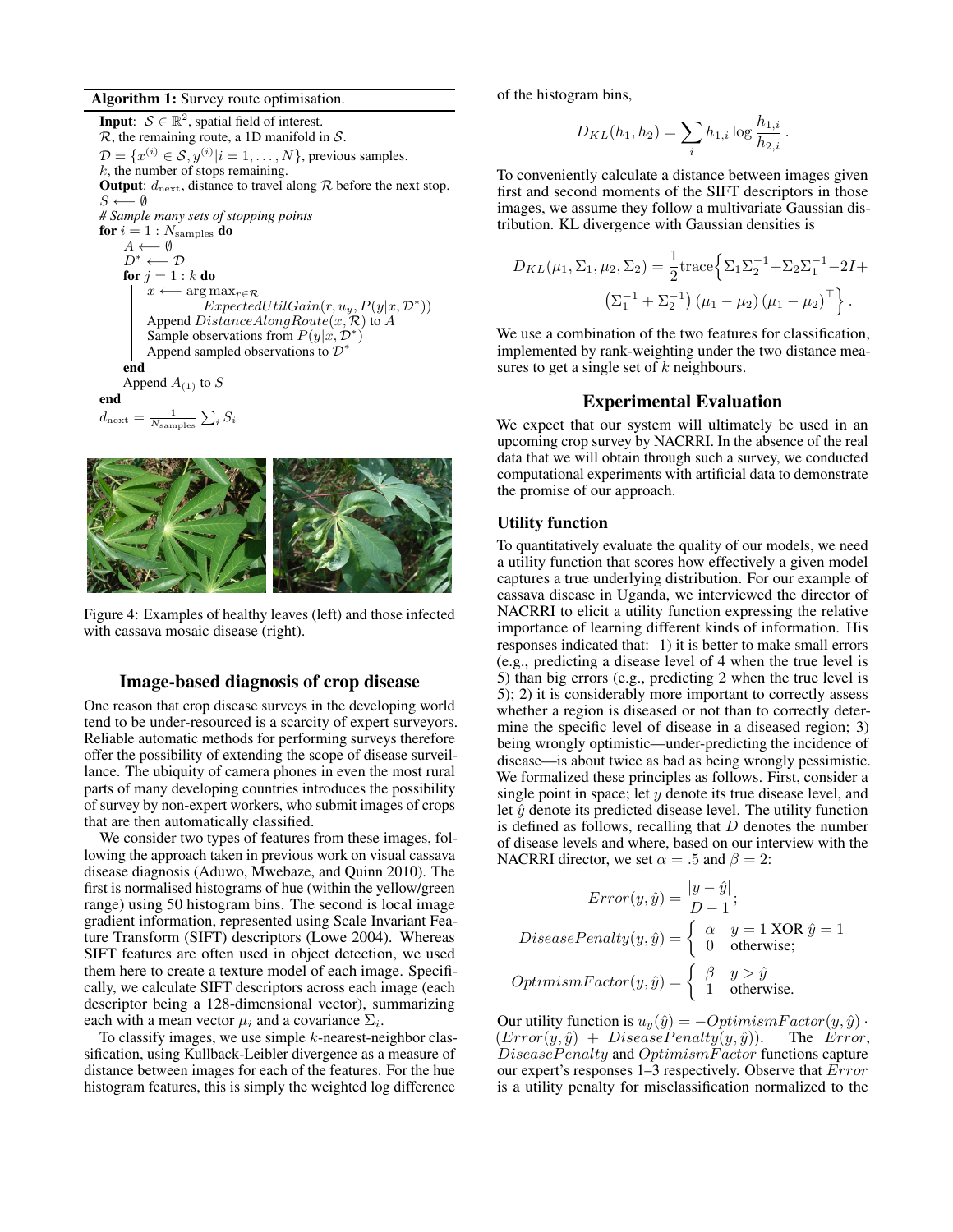**Algorithm 1:** Survey route optimisation.

**Input**: $\mathcal{S} \in \mathbb{R}^2$, spatial field of interest.
$\mathcal{R}$, the remaining route, a 1D manifold in $\mathcal{S}$.
$\mathcal{D} = \{x^{(i)} \in \mathcal{S}, y^{(i)} | i = 1, \ldots, N\}$, previous samples.
$k$, the number of stops remaining.
**Output**: $d_{\text{next}}$, distance to travel along $\mathcal{R}$ before the next stop.

```
S ⟵ ∅
# Sample many sets of stopping points
for i = 1 : N_samples do
    A ⟵ ∅
    D* ⟵ D
    for j = 1 : k do
        x ⟵ argmax_{r∈R} ExpectedUtilGain(r, u_y, P(y|x, D*))
        Append DistanceAlongRoute(x, R) to A
        Sample observations from P(y|x, D*)
        Append sampled observations to D*
    end
    Append A_(1) to S
end
d_next = (1/N_samples) Σ_i S_i
```

Figure 4: Examples of healthy leaves (left) and those infected with cassava mosaic disease (right).

## Image-based diagnosis of crop disease

One reason that crop disease surveys in the developing world tend to be under-resourced is a scarcity of expert surveyors. Reliable automatic methods for performing surveys therefore offer the possibility of extending the scope of disease surveillance. The ubiquity of camera phones in even the most rural parts of many developing countries introduces the possibility of survey by non-expert workers, who submit images of crops that are then automatically classified.

We consider two types of features from these images, following the approach taken in previous work on visual cassava disease diagnosis (Aduwo, Mwebaze, and Quinn 2010). The first is normalised histograms of hue (within the yellow/green range) using 50 histogram bins. The second is local image gradient information, represented using Scale Invariant Feature Transform (SIFT) descriptors (Lowe 2004). Whereas SIFT features are often used in object detection, we used them here to create a texture model of each image. Specifically, we calculate SIFT descriptors across each image (each descriptor being a 128-dimensional vector), summarizing each with a mean vector $\mu_i$ and a covariance $\Sigma_i$.

To classify images, we use simple $k$-nearest-neighbor classification, using Kullback-Leibler divergence as a measure of distance between images for each of the features. For the hue histogram features, this is simply the weighted log difference of the histogram bins,

$$D_{KL}(h_1, h_2) = \sum_i h_{1,i} \log \frac{h_{1,i}}{h_{2,i}} .$$

To conveniently calculate a distance between images given first and second moments of the SIFT descriptors in those images, we assume they follow a multivariate Gaussian distribution. KL divergence with Gaussian densities is

$$D_{KL}(\mu_1, \Sigma_1, \mu_2, \Sigma_2) = \frac{1}{2}\text{trace}\Big\{\Sigma_1\Sigma_2^{-1} + \Sigma_2\Sigma_1^{-1} - 2I + \left(\Sigma_1^{-1} + \Sigma_2^{-1}\right)\left(\mu_1 - \mu_2\right)\left(\mu_1 - \mu_2\right)^\top\Big\} .$$

We use a combination of the two features for classification, implemented by rank-weighting under the two distance measures to get a single set of $k$ neighbours.

## Experimental Evaluation

We expect that our system will ultimately be used in an upcoming crop survey by NACRRI. In the absence of the real data that we will obtain through such a survey, we conducted computational experiments with artificial data to demonstrate the promise of our approach.

### Utility function

To quantitatively evaluate the quality of our models, we need a utility function that scores how effectively a given model captures a true underlying distribution. For our example of cassava disease in Uganda, we interviewed the director of NACRRI to elicit a utility function expressing the relative importance of learning different kinds of information. His responses indicated that: 1) it is better to make small errors (e.g., predicting a disease level of 4 when the true level is 5) than big errors (e.g., predicting 2 when the true level is 5); 2) it is considerably more important to correctly assess whether a region is diseased or not than to correctly determine the specific level of disease in a diseased region; 3) being wrongly optimistic—under-predicting the incidence of disease—is about twice as bad as being wrongly pessimistic. We formalized these principles as follows. First, consider a single point in space; let $y$ denote its true disease level, and let $\hat{y}$ denote its predicted disease level. The utility function is defined as follows, recalling that $D$ denotes the number of disease levels and where, based on our interview with the NACRRI director, we set $\alpha = .5$ and $\beta = 2$:

$$Error(y, \hat{y}) = \frac{|y - \hat{y}|}{D - 1};$$

$$DiseasePenalty(y, \hat{y}) = \begin{cases} \alpha & y = 1 \text{ XOR } \hat{y} = 1 \\ 0 & \text{otherwise;} \end{cases}$$

$$OptimismFactor(y, \hat{y}) = \begin{cases} \beta & y > \hat{y} \\ 1 & \text{otherwise.} \end{cases}$$

Our utility function is $u_y(\hat{y}) = -OptimismFactor(y, \hat{y}) \cdot (Error(y, \hat{y}) + DiseasePenalty(y, \hat{y}))$. The $Error$, $DiseasePenalty$ and $OptimismFactor$ functions capture our expert's responses 1–3 respectively. Observe that $Error$ is a utility penalty for misclassification normalized to the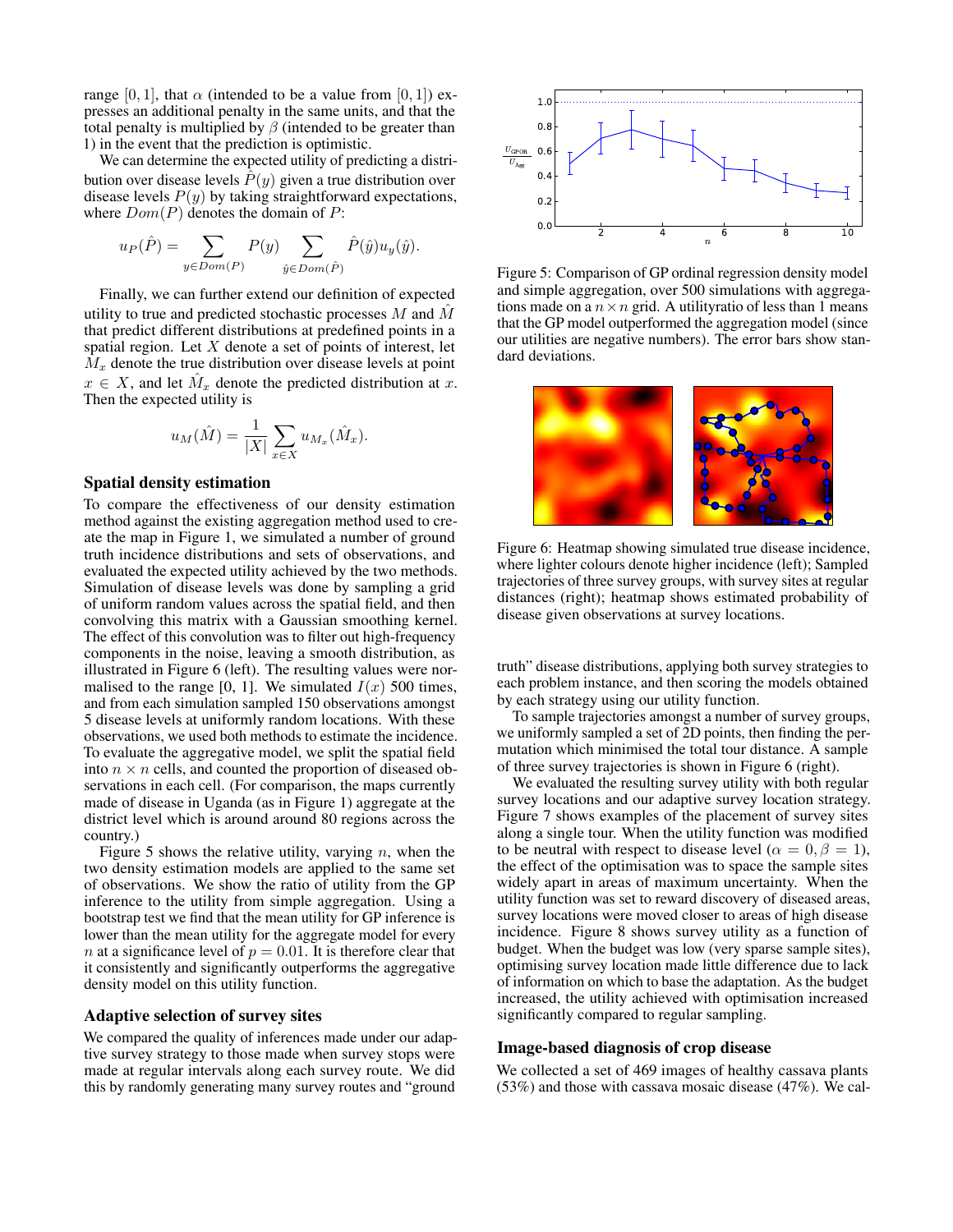range $[0, 1]$, that $\alpha$ (intended to be a value from $[0, 1]$) expresses an additional penalty in the same units, and that the total penalty is multiplied by $\beta$ (intended to be greater than 1) in the event that the prediction is optimistic.

We can determine the expected utility of predicting a distribution over disease levels $\hat{P}(y)$ given a true distribution over disease levels $P(y)$ by taking straightforward expectations, where $Dom(P)$ denotes the domain of $P$:

$$u_P(\hat{P}) = \sum_{y \in Dom(P)} P(y) \sum_{\hat{y} \in Dom(\hat{P})} \hat{P}(\hat{y}) u_y(\hat{y}).$$

Finally, we can further extend our definition of expected utility to true and predicted stochastic processes $M$ and $\hat{M}$ that predict different distributions at predefined points in a spatial region. Let $X$ denote a set of points of interest, let $M_x$ denote the true distribution over disease levels at point $x \in X$, and let $\hat{M}_x$ denote the predicted distribution at $x$. Then the expected utility is

$$u_M(\hat{M}) = \frac{1}{|X|} \sum_{x \in X} u_{M_x}(\hat{M}_x).$$

## Spatial density estimation

To compare the effectiveness of our density estimation method against the existing aggregation method used to create the map in Figure 1, we simulated a number of ground truth incidence distributions and sets of observations, and evaluated the expected utility achieved by the two methods. Simulation of disease levels was done by sampling a grid of uniform random values across the spatial field, and then convolving this matrix with a Gaussian smoothing kernel. The effect of this convolution was to filter out high-frequency components in the noise, leaving a smooth distribution, as illustrated in Figure 6 (left). The resulting values were normalised to the range [0, 1]. We simulated $I(x)$ 500 times, and from each simulation sampled 150 observations amongst 5 disease levels at uniformly random locations. With these observations, we used both methods to estimate the incidence. To evaluate the aggregative model, we split the spatial field into $n \times n$ cells, and counted the proportion of diseased observations in each cell. (For comparison, the maps currently made of disease in Uganda (as in Figure 1) aggregate at the district level which is around around 80 regions across the country.)

Figure 5 shows the relative utility, varying $n$, when the two density estimation models are applied to the same set of observations. We show the ratio of utility from the GP inference to the utility from simple aggregation. Using a bootstrap test we find that the mean utility for GP inference is lower than the mean utility for the aggregate model for every $n$ at a significance level of $p = 0.01$. It is therefore clear that it consistently and significantly outperforms the aggregative density model on this utility function.

Figure 5: Comparison of GP ordinal regression density model and simple aggregation, over 500 simulations with aggregations made on a $n \times n$ grid. A utilityratio of less than 1 means that the GP model outperformed the aggregation model (since our utilities are negative numbers). The error bars show standard deviations.

Figure 6: Heatmap showing simulated true disease incidence, where lighter colours denote higher incidence (left); Sampled trajectories of three survey groups, with survey sites at regular distances (right); heatmap shows estimated probability of disease given observations at survey locations.

## Adaptive selection of survey sites

We compared the quality of inferences made under our adaptive survey strategy to those made when survey stops were made at regular intervals along each survey route. We did this by randomly generating many survey routes and "ground truth" disease distributions, applying both survey strategies to each problem instance, and then scoring the models obtained by each strategy using our utility function.

To sample trajectories amongst a number of survey groups, we uniformly sampled a set of 2D points, then finding the permutation which minimised the total tour distance. A sample of three survey trajectories is shown in Figure 6 (right).

We evaluated the resulting survey utility with both regular survey locations and our adaptive survey location strategy. Figure 7 shows examples of the placement of survey sites along a single tour. When the utility function was modified to be neutral with respect to disease level ($\alpha = 0, \beta = 1$), the effect of the optimisation was to space the sample sites widely apart in areas of maximum uncertainty. When the utility function was set to reward discovery of diseased areas, survey locations were moved closer to areas of high disease incidence. Figure 8 shows survey utility as a function of budget. When the budget was low (very sparse sample sites), optimising survey location made little difference due to lack of information on which to base the adaptation. As the budget increased, the utility achieved with optimisation increased significantly compared to regular sampling.

## Image-based diagnosis of crop disease

We collected a set of 469 images of healthy cassava plants (53%) and those with cassava mosaic disease (47%). We cal-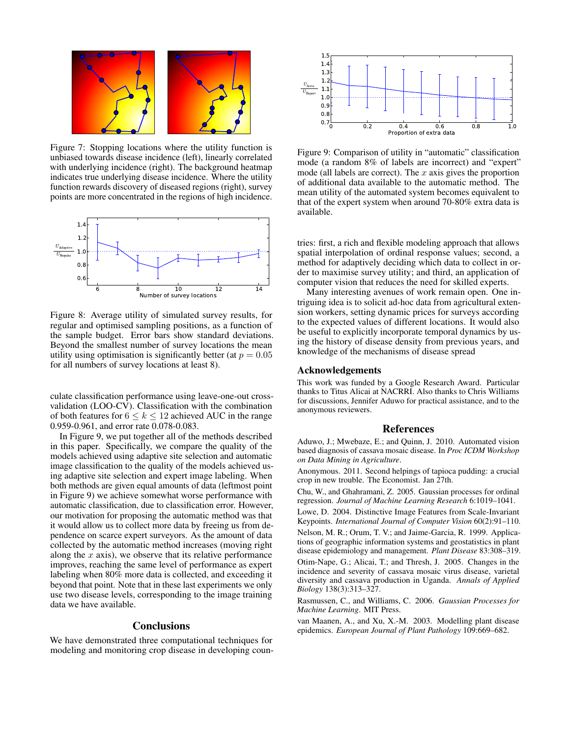Figure 7: Stopping locations where the utility function is unbiased towards disease incidence (left), linearly correlated with underlying incidence (right). The background heatmap indicates true underlying disease incidence. Where the utility function rewards discovery of diseased regions (right), survey points are more concentrated in the regions of high incidence.

$\frac{U_{\text{Adaptive}}}{U_{\text{Regular}}}$

1.4
1.2
1.0
0.8
0.6

6 8 10 12 14

Number of survey locations

Figure 8: Average utility of simulated survey results, for regular and optimised sampling positions, as a function of the sample budget. Error bars show standard deviations. Beyond the smallest number of survey locations the mean utility using optimisation is significantly better (at $p = 0.05$ for all numbers of survey locations at least 8).

culate classification performance using leave-one-out cross-validation (LOO-CV). Classification with the combination of both features for $6 \leq k \leq 12$ achieved AUC in the range 0.959-0.961, and error rate 0.078-0.083.

In Figure 9, we put together all of the methods described in this paper. Specifically, we compare the quality of the models achieved using adaptive site selection and automatic image classification to the quality of the models achieved using adaptive site selection and expert image labeling. When both methods are given equal amounts of data (leftmost point in Figure 9) we achieve somewhat worse performance with automatic classification, due to classification error. However, our motivation for proposing the automatic method was that it would allow us to collect more data by freeing us from dependence on scarce expert surveyors. As the amount of data collected by the automatic method increases (moving right along the $x$ axis), we observe that its relative performance improves, reaching the same level of performance as expert labeling when 80% more data is collected, and exceeding it beyond that point. Note that in these last experiments we only use two disease levels, corresponding to the image training data we have available.

## Conclusions

We have demonstrated three computational techniques for modeling and monitoring crop disease in developing countries: first, a rich and flexible modeling approach that allows spatial interpolation of ordinal response values; second, a method for adaptively deciding which data to collect in order to maximise survey utility; and third, an application of computer vision that reduces the need for skilled experts.

Many interesting avenues of work remain open. One intriguing idea is to solicit ad-hoc data from agricultural extension workers, setting dynamic prices for surveys according to the expected values of different locations. It would also be useful to explicitly incorporate temporal dynamics by using the history of disease density from previous years, and knowledge of the mechanisms of disease spread

$\frac{U_{\text{Auto}}}{U_{\text{Expert}}}$

1.5
1.4
1.3
1.2
1.1
1.0
0.9
0.8
0.7

0 0.2 0.4 0.6 0.8 1.0

Proportion of extra data

Figure 9: Comparison of utility in "automatic" classification mode (a random 8% of labels are incorrect) and "expert" mode (all labels are correct). The $x$ axis gives the proportion of additional data available to the automatic method. The mean utility of the automated system becomes equivalent to that of the expert system when around 70-80% extra data is available.

## Acknowledgements

This work was funded by a Google Research Award. Particular thanks to Titus Alicai at NACRRI. Also thanks to Chris Williams for discussions, Jennifer Aduwo for practical assistance, and to the anonymous reviewers.

## References

Aduwo, J.; Mwebaze, E.; and Quinn, J. 2010. Automated vision based diagnosis of cassava mosaic disease. In *Proc ICDM Workshop on Data Mining in Agriculture*.

Anonymous. 2011. Second helpings of tapioca pudding: a crucial crop in new trouble. The Economist. Jan 27th.

Chu, W., and Ghahramani, Z. 2005. Gaussian processes for ordinal regression. *Journal of Machine Learning Research* 6:1019–1041.

Lowe, D. 2004. Distinctive Image Features from Scale-Invariant Keypoints. *International Journal of Computer Vision* 60(2):91–110.

Nelson, M. R.; Orum, T. V.; and Jaime-Garcia, R. 1999. Applications of geographic information systems and geostatistics in plant disease epidemiology and management. *Plant Disease* 83:308–319.

Otim-Nape, G.; Alicai, T.; and Thresh, J. 2005. Changes in the incidence and severity of cassava mosaic virus disease, varietal diversity and cassava production in Uganda. *Annals of Applied Biology* 138(3):313–327.

Rasmussen, C., and Williams, C. 2006. *Gaussian Processes for Machine Learning*. MIT Press.

van Maanen, A., and Xu, X.-M. 2003. Modelling plant disease epidemics. *European Journal of Plant Pathology* 109:669–682.